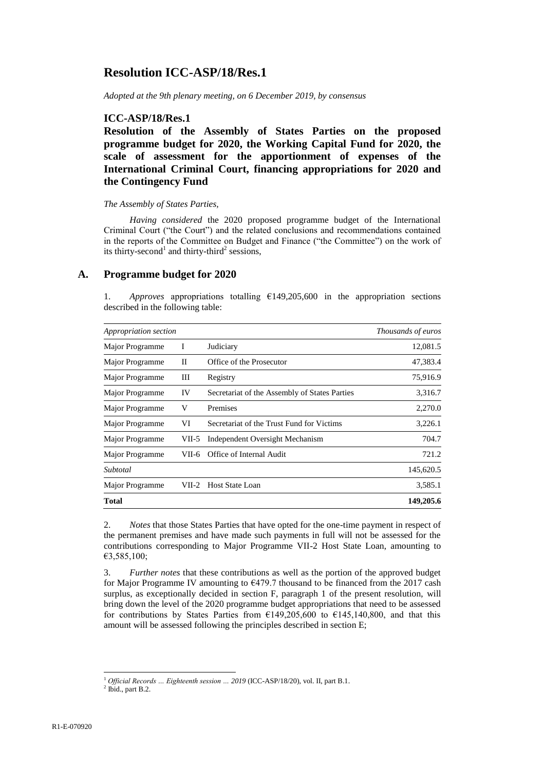# Resolution ICC-ASP/18/Res.1

*Adopted at the 9th plenary meeting, on 6 December 2019, by consensus*

## ICC-ASP/18/Res.1

## Resolution of the Assembly of States Parties on the proposed programme budget for 2020, the Working Capital Fund for 2020, the scale of assessment for the apportionment of expenses of the International Criminal Court, financing appropriations for 2020 and the Contingency Fund

*The Assembly of States Parties,*

*Having considered* the 2020 proposed programme budget of the International Criminal Court ("the Court") and the related conclusions and recommendations contained in the reports of the Committee on Budget and Finance ("the Committee") on the work of its thirty-second[1] and thirty-third[2] sessions,

## A. Programme budget for 2020

1. *Approves* appropriations totalling €149,205,600 in the appropriation sections described in the following table:

| *Appropriation section* | | | *Thousands of euros* |
|---|---|---|---|
| Major Programme | I | Judiciary | 12,081.5 |
| Major Programme | II | Office of the Prosecutor | 47,383.4 |
| Major Programme | III | Registry | 75,916.9 |
| Major Programme | IV | Secretariat of the Assembly of States Parties | 3,316.7 |
| Major Programme | V | Premises | 2,270.0 |
| Major Programme | VI | Secretariat of the Trust Fund for Victims | 3,226.1 |
| Major Programme | VII-5 | Independent Oversight Mechanism | 704.7 |
| Major Programme | VII-6 | Office of Internal Audit | 721.2 |
| *Subtotal* | | | 145,620.5 |
| Major Programme | VII-2 | Host State Loan | 3,585.1 |
| **Total** | | | **149,205.6** |

2. *Notes* that those States Parties that have opted for the one-time payment in respect of the permanent premises and have made such payments in full will not be assessed for the contributions corresponding to Major Programme VII-2 Host State Loan, amounting to €3,585,100;

3. *Further notes* that these contributions as well as the portion of the approved budget for Major Programme IV amounting to €479.7 thousand to be financed from the 2017 cash surplus, as exceptionally decided in section F, paragraph 1 of the present resolution, will bring down the level of the 2020 programme budget appropriations that need to be assessed for contributions by States Parties from €149,205,600 to €145,140,800, and that this amount will be assessed following the principles described in section E;

---

[1] *Official Records … Eighteenth session … 2019* (ICC-ASP/18/20), vol. II, part B.1.

[2] Ibid., part B.2.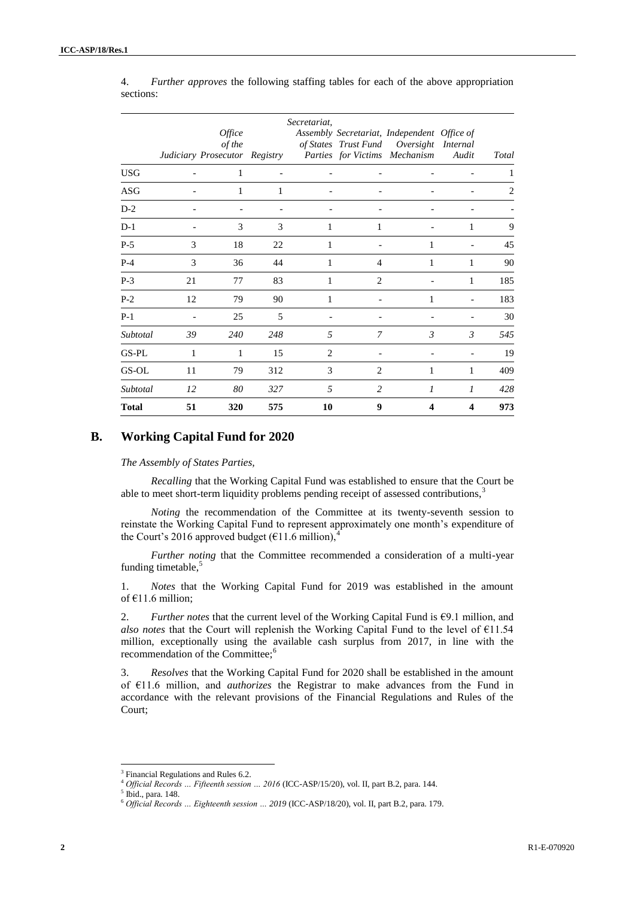4. *Further approves* the following staffing tables for each of the above appropriation sections:

| | Judiciary | *Office of the* Prosecutor | Registry | *Secretariat, Assembly of States Parties* | *Secretariat, Trust Fund for Victims* | *Independent Oversight Mechanism* | *Office of Internal Audit* | *Total* |
|---|---|---|---|---|---|---|---|---|
| USG | - | 1 | - | - | - | - | - | 1 |
| ASG | - | 1 | 1 | - | - | - | - | 2 |
| D-2 | - | - | - | - | - | - | - | - |
| D-1 | - | 3 | 3 | 1 | 1 | - | 1 | 9 |
| P-5 | 3 | 18 | 22 | 1 | - | 1 | - | 45 |
| P-4 | 3 | 36 | 44 | 1 | 4 | 1 | 1 | 90 |
| P-3 | 21 | 77 | 83 | 1 | 2 | - | 1 | 185 |
| P-2 | 12 | 79 | 90 | 1 | - | 1 | - | 183 |
| P-1 | - | 25 | 5 | - | - | - | - | 30 |
| *Subtotal* | *39* | *240* | *248* | *5* | *7* | *3* | *3* | *545* |
| GS-PL | 1 | 1 | 15 | 2 | - | - | - | 19 |
| GS-OL | 11 | 79 | 312 | 3 | 2 | 1 | 1 | 409 |
| *Subtotal* | *12* | *80* | *327* | *5* | *2* | *1* | *1* | *428* |
| **Total** | **51** | **320** | **575** | **10** | **9** | **4** | **4** | **973** |

## B. Working Capital Fund for 2020

*The Assembly of States Parties,*

*Recalling* that the Working Capital Fund was established to ensure that the Court be able to meet short-term liquidity problems pending receipt of assessed contributions,[3]

*Noting* the recommendation of the Committee at its twenty-seventh session to reinstate the Working Capital Fund to represent approximately one month's expenditure of the Court's 2016 approved budget (€11.6 million),[4]

*Further noting* that the Committee recommended a consideration of a multi-year funding timetable,[5]

1. *Notes* that the Working Capital Fund for 2019 was established in the amount of €11.6 million;

2. *Further notes* that the current level of the Working Capital Fund is €9.1 million, and *also notes* that the Court will replenish the Working Capital Fund to the level of €11.54 million, exceptionally using the available cash surplus from 2017, in line with the recommendation of the Committee;[6]

3. *Resolves* that the Working Capital Fund for 2020 shall be established in the amount of €11.6 million, and *authorizes* the Registrar to make advances from the Fund in accordance with the relevant provisions of the Financial Regulations and Rules of the Court;

---

[3] Financial Regulations and Rules 6.2.

[4] *Official Records … Fifteenth session … 2016* (ICC-ASP/15/20), vol. II, part B.2, para. 144.

[5] Ibid., para. 148.

[6] *Official Records … Eighteenth session … 2019* (ICC-ASP/18/20), vol. II, part B.2, para. 179.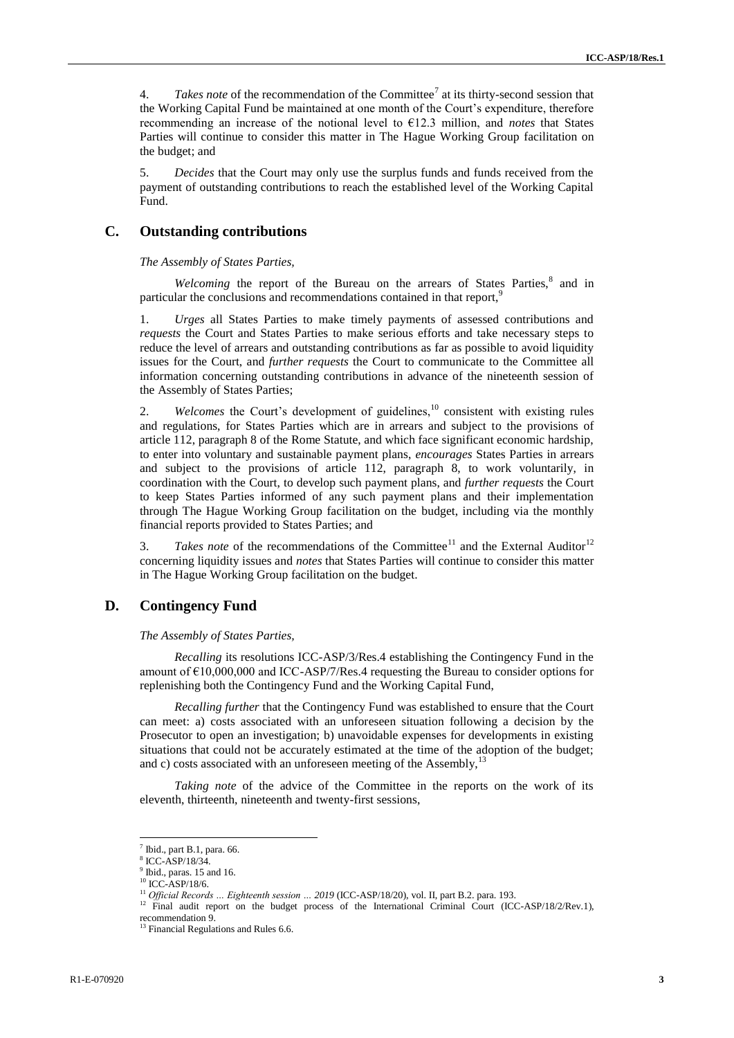4. *Takes note* of the recommendation of the Committee[7] at its thirty-second session that the Working Capital Fund be maintained at one month of the Court's expenditure, therefore recommending an increase of the notional level to €12.3 million, and *notes* that States Parties will continue to consider this matter in The Hague Working Group facilitation on the budget; and

5. *Decides* that the Court may only use the surplus funds and funds received from the payment of outstanding contributions to reach the established level of the Working Capital Fund.

## C. Outstanding contributions

*The Assembly of States Parties,*

*Welcoming* the report of the Bureau on the arrears of States Parties,[8] and in particular the conclusions and recommendations contained in that report,[9]

1. *Urges* all States Parties to make timely payments of assessed contributions and *requests* the Court and States Parties to make serious efforts and take necessary steps to reduce the level of arrears and outstanding contributions as far as possible to avoid liquidity issues for the Court, and *further requests* the Court to communicate to the Committee all information concerning outstanding contributions in advance of the nineteenth session of the Assembly of States Parties;

2. *Welcomes* the Court's development of guidelines,[10] consistent with existing rules and regulations, for States Parties which are in arrears and subject to the provisions of article 112, paragraph 8 of the Rome Statute, and which face significant economic hardship, to enter into voluntary and sustainable payment plans, *encourages* States Parties in arrears and subject to the provisions of article 112, paragraph 8, to work voluntarily, in coordination with the Court, to develop such payment plans, and *further requests* the Court to keep States Parties informed of any such payment plans and their implementation through The Hague Working Group facilitation on the budget, including via the monthly financial reports provided to States Parties; and

3. *Takes note* of the recommendations of the Committee[11] and the External Auditor[12] concerning liquidity issues and *notes* that States Parties will continue to consider this matter in The Hague Working Group facilitation on the budget.

## D. Contingency Fund

*The Assembly of States Parties,*

*Recalling* its resolutions ICC-ASP/3/Res.4 establishing the Contingency Fund in the amount of €10,000,000 and ICC-ASP/7/Res.4 requesting the Bureau to consider options for replenishing both the Contingency Fund and the Working Capital Fund,

*Recalling further* that the Contingency Fund was established to ensure that the Court can meet: a) costs associated with an unforeseen situation following a decision by the Prosecutor to open an investigation; b) unavoidable expenses for developments in existing situations that could not be accurately estimated at the time of the adoption of the budget; and c) costs associated with an unforeseen meeting of the Assembly,[13]

*Taking note* of the advice of the Committee in the reports on the work of its eleventh, thirteenth, nineteenth and twenty-first sessions,

---

[7] Ibid., part B.1, para. 66.

[8] ICC-ASP/18/34.

[9] Ibid., paras. 15 and 16.

[10] ICC-ASP/18/6.

[11] *Official Records … Eighteenth session … 2019* (ICC-ASP/18/20), vol. II, part B.2. para. 193.

[12] Final audit report on the budget process of the International Criminal Court (ICC-ASP/18/2/Rev.1), recommendation 9.

[13] Financial Regulations and Rules 6.6.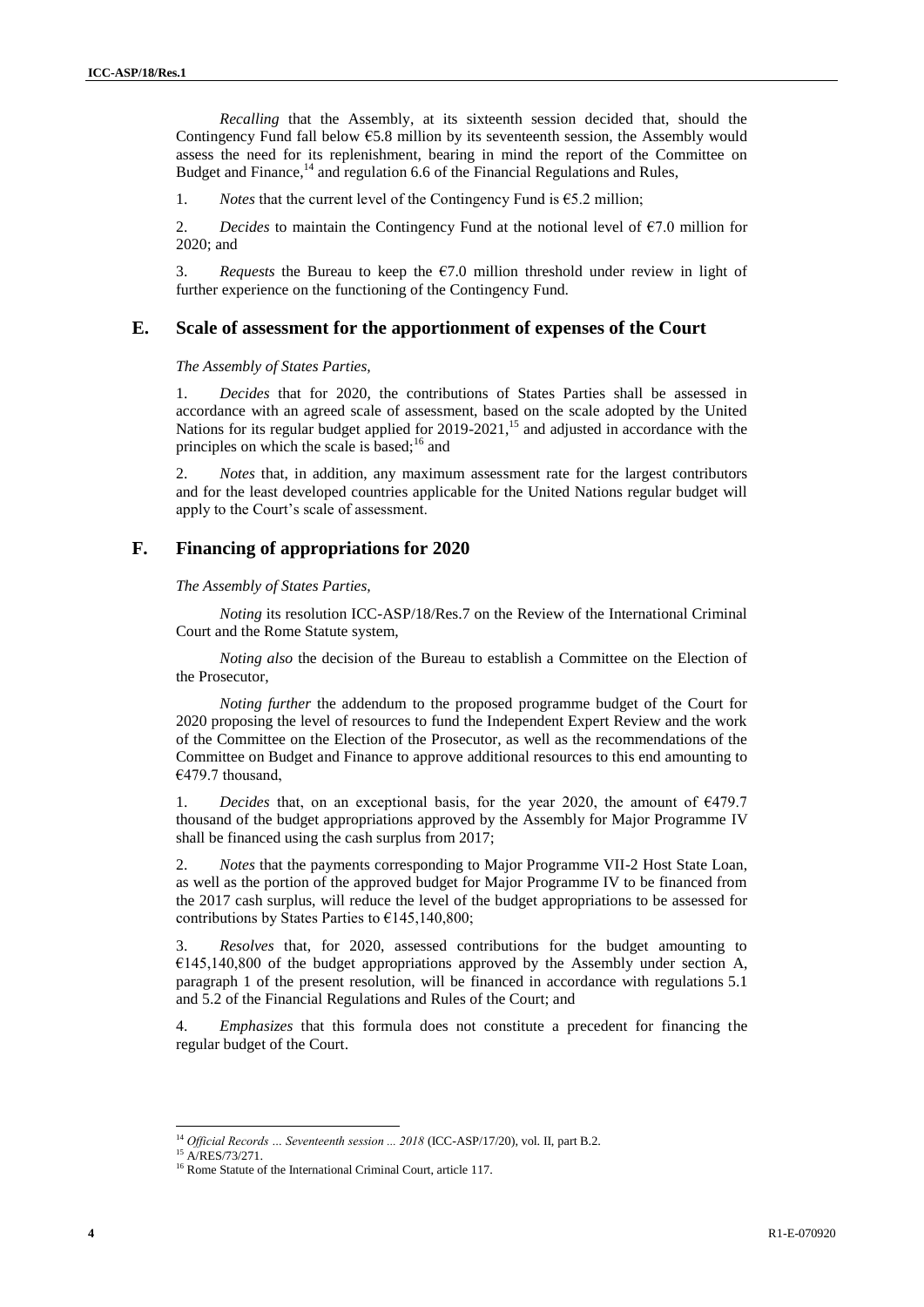*Recalling* that the Assembly, at its sixteenth session decided that, should the Contingency Fund fall below €5.8 million by its seventeenth session, the Assembly would assess the need for its replenishment, bearing in mind the report of the Committee on Budget and Finance,[14] and regulation 6.6 of the Financial Regulations and Rules,

1. *Notes* that the current level of the Contingency Fund is €5.2 million;

2. *Decides* to maintain the Contingency Fund at the notional level of €7.0 million for 2020; and

3. *Requests* the Bureau to keep the €7.0 million threshold under review in light of further experience on the functioning of the Contingency Fund.

## E. Scale of assessment for the apportionment of expenses of the Court

*The Assembly of States Parties,*

1. *Decides* that for 2020, the contributions of States Parties shall be assessed in accordance with an agreed scale of assessment, based on the scale adopted by the United Nations for its regular budget applied for 2019-2021,[15] and adjusted in accordance with the principles on which the scale is based;[16] and

2. *Notes* that, in addition, any maximum assessment rate for the largest contributors and for the least developed countries applicable for the United Nations regular budget will apply to the Court's scale of assessment.

## F. Financing of appropriations for 2020

*The Assembly of States Parties,*

*Noting* its resolution ICC-ASP/18/Res.7 on the Review of the International Criminal Court and the Rome Statute system,

*Noting also* the decision of the Bureau to establish a Committee on the Election of the Prosecutor,

*Noting further* the addendum to the proposed programme budget of the Court for 2020 proposing the level of resources to fund the Independent Expert Review and the work of the Committee on the Election of the Prosecutor, as well as the recommendations of the Committee on Budget and Finance to approve additional resources to this end amounting to €479.7 thousand,

1. *Decides* that, on an exceptional basis, for the year 2020, the amount of €479.7 thousand of the budget appropriations approved by the Assembly for Major Programme IV shall be financed using the cash surplus from 2017;

2. *Notes* that the payments corresponding to Major Programme VII-2 Host State Loan, as well as the portion of the approved budget for Major Programme IV to be financed from the 2017 cash surplus, will reduce the level of the budget appropriations to be assessed for contributions by States Parties to €145,140,800;

3. *Resolves* that, for 2020, assessed contributions for the budget amounting to €145,140,800 of the budget appropriations approved by the Assembly under section A, paragraph 1 of the present resolution, will be financed in accordance with regulations 5.1 and 5.2 of the Financial Regulations and Rules of the Court; and

4. *Emphasizes* that this formula does not constitute a precedent for financing the regular budget of the Court.

---

[14] *Official Records ... Seventeenth session ... 2018* (ICC-ASP/17/20), vol. II, part B.2.

[15] A/RES/73/271.

[16] Rome Statute of the International Criminal Court, article 117.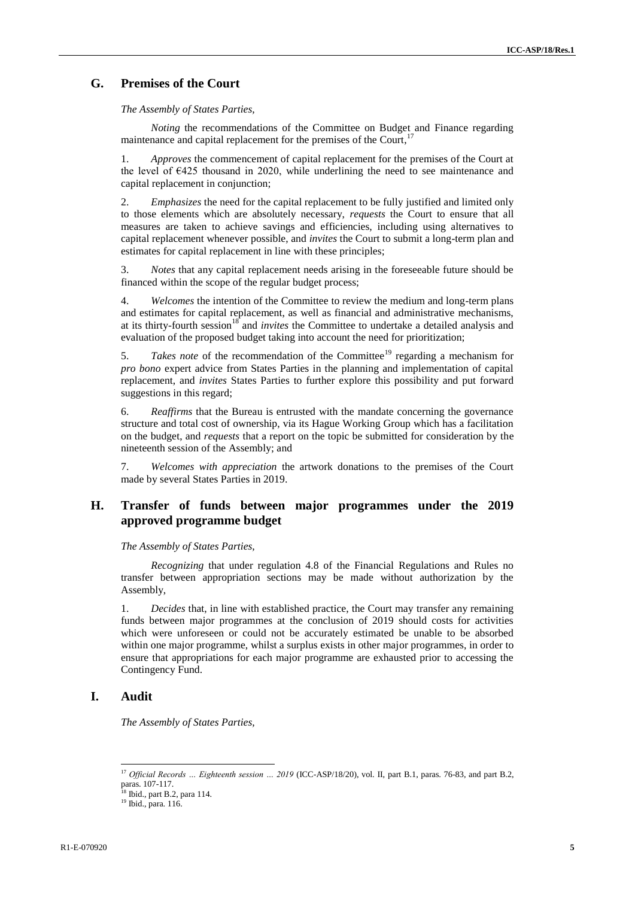## G. Premises of the Court

*The Assembly of States Parties*,

*Noting* the recommendations of the Committee on Budget and Finance regarding maintenance and capital replacement for the premises of the Court,[17]

1. *Approves* the commencement of capital replacement for the premises of the Court at the level of €425 thousand in 2020, while underlining the need to see maintenance and capital replacement in conjunction;

2. *Emphasizes* the need for the capital replacement to be fully justified and limited only to those elements which are absolutely necessary, *requests* the Court to ensure that all measures are taken to achieve savings and efficiencies, including using alternatives to capital replacement whenever possible, and *invites* the Court to submit a long-term plan and estimates for capital replacement in line with these principles;

3. *Notes* that any capital replacement needs arising in the foreseeable future should be financed within the scope of the regular budget process;

4. *Welcomes* the intention of the Committee to review the medium and long-term plans and estimates for capital replacement, as well as financial and administrative mechanisms, at its thirty-fourth session[18] and *invites* the Committee to undertake a detailed analysis and evaluation of the proposed budget taking into account the need for prioritization;

5. *Takes note* of the recommendation of the Committee[19] regarding a mechanism for *pro bono* expert advice from States Parties in the planning and implementation of capital replacement, and *invites* States Parties to further explore this possibility and put forward suggestions in this regard;

6. *Reaffirms* that the Bureau is entrusted with the mandate concerning the governance structure and total cost of ownership, via its Hague Working Group which has a facilitation on the budget, and *requests* that a report on the topic be submitted for consideration by the nineteenth session of the Assembly; and

7. *Welcomes with appreciation* the artwork donations to the premises of the Court made by several States Parties in 2019.

## H. Transfer of funds between major programmes under the 2019 approved programme budget

*The Assembly of States Parties*,

*Recognizing* that under regulation 4.8 of the Financial Regulations and Rules no transfer between appropriation sections may be made without authorization by the Assembly,

1. *Decides* that, in line with established practice, the Court may transfer any remaining funds between major programmes at the conclusion of 2019 should costs for activities which were unforeseen or could not be accurately estimated be unable to be absorbed within one major programme, whilst a surplus exists in other major programmes, in order to ensure that appropriations for each major programme are exhausted prior to accessing the Contingency Fund.

## I. Audit

*The Assembly of States Parties*,

---

[17] *Official Records … Eighteenth session … 2019* (ICC-ASP/18/20), vol. II, part B.1, paras. 76-83, and part B.2, paras. 107-117.

[18] Ibid., part B.2, para 114.

[19] Ibid., para. 116.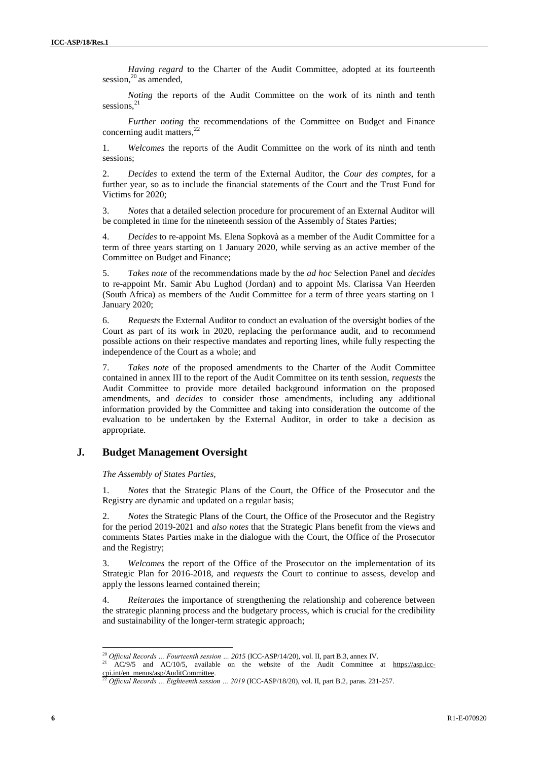*Having regard* to the Charter of the Audit Committee, adopted at its fourteenth session,[20] as amended,

*Noting* the reports of the Audit Committee on the work of its ninth and tenth sessions,[21]

*Further noting* the recommendations of the Committee on Budget and Finance concerning audit matters,[22]

1. *Welcomes* the reports of the Audit Committee on the work of its ninth and tenth sessions;

2. *Decides* to extend the term of the External Auditor, the *Cour des comptes*, for a further year, so as to include the financial statements of the Court and the Trust Fund for Victims for 2020;

3. *Notes* that a detailed selection procedure for procurement of an External Auditor will be completed in time for the nineteenth session of the Assembly of States Parties;

4. *Decides* to re-appoint Ms. Elena Sopkovà as a member of the Audit Committee for a term of three years starting on 1 January 2020, while serving as an active member of the Committee on Budget and Finance;

5. *Takes note* of the recommendations made by the *ad hoc* Selection Panel and *decides* to re-appoint Mr. Samir Abu Lughod (Jordan) and to appoint Ms. Clarissa Van Heerden (South Africa) as members of the Audit Committee for a term of three years starting on 1 January 2020;

6. *Requests* the External Auditor to conduct an evaluation of the oversight bodies of the Court as part of its work in 2020, replacing the performance audit, and to recommend possible actions on their respective mandates and reporting lines, while fully respecting the independence of the Court as a whole; and

7. *Takes note* of the proposed amendments to the Charter of the Audit Committee contained in annex III to the report of the Audit Committee on its tenth session, *requests* the Audit Committee to provide more detailed background information on the proposed amendments, and *decides* to consider those amendments, including any additional information provided by the Committee and taking into consideration the outcome of the evaluation to be undertaken by the External Auditor, in order to take a decision as appropriate.

## J. Budget Management Oversight

*The Assembly of States Parties,*

1. *Notes* that the Strategic Plans of the Court, the Office of the Prosecutor and the Registry are dynamic and updated on a regular basis;

2. *Notes* the Strategic Plans of the Court, the Office of the Prosecutor and the Registry for the period 2019-2021 and *also notes* that the Strategic Plans benefit from the views and comments States Parties make in the dialogue with the Court, the Office of the Prosecutor and the Registry;

3. *Welcomes* the report of the Office of the Prosecutor on the implementation of its Strategic Plan for 2016-2018, and *requests* the Court to continue to assess, develop and apply the lessons learned contained therein;

4. *Reiterates* the importance of strengthening the relationship and coherence between the strategic planning process and the budgetary process, which is crucial for the credibility and sustainability of the longer-term strategic approach;

---

[20] *Official Records … Fourteenth session … 2015* (ICC-ASP/14/20), vol. II, part B.3, annex IV.

[21] AC/9/5 and AC/10/5, available on the website of the Audit Committee at https://asp.icc-cpi.int/en_menus/asp/AuditCommittee.

[22] *Official Records … Eighteenth session … 2019* (ICC-ASP/18/20), vol. II, part B.2, paras. 231-257.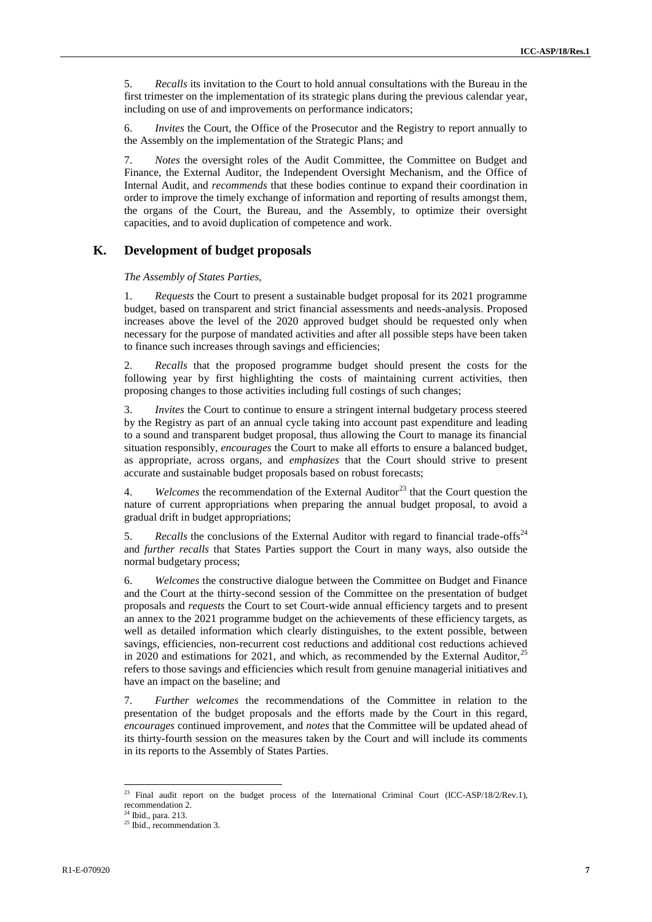5. *Recalls* its invitation to the Court to hold annual consultations with the Bureau in the first trimester on the implementation of its strategic plans during the previous calendar year, including on use of and improvements on performance indicators;

6. *Invites* the Court, the Office of the Prosecutor and the Registry to report annually to the Assembly on the implementation of the Strategic Plans; and

7. *Notes* the oversight roles of the Audit Committee, the Committee on Budget and Finance, the External Auditor, the Independent Oversight Mechanism, and the Office of Internal Audit, and *recommends* that these bodies continue to expand their coordination in order to improve the timely exchange of information and reporting of results amongst them, the organs of the Court, the Bureau, and the Assembly, to optimize their oversight capacities, and to avoid duplication of competence and work.

## K. Development of budget proposals

*The Assembly of States Parties,*

1. *Requests* the Court to present a sustainable budget proposal for its 2021 programme budget, based on transparent and strict financial assessments and needs-analysis. Proposed increases above the level of the 2020 approved budget should be requested only when necessary for the purpose of mandated activities and after all possible steps have been taken to finance such increases through savings and efficiencies;

2. *Recalls* that the proposed programme budget should present the costs for the following year by first highlighting the costs of maintaining current activities, then proposing changes to those activities including full costings of such changes;

3. *Invites* the Court to continue to ensure a stringent internal budgetary process steered by the Registry as part of an annual cycle taking into account past expenditure and leading to a sound and transparent budget proposal, thus allowing the Court to manage its financial situation responsibly, *encourages* the Court to make all efforts to ensure a balanced budget, as appropriate, across organs, and *emphasizes* that the Court should strive to present accurate and sustainable budget proposals based on robust forecasts;

4. *Welcomes* the recommendation of the External Auditor[23] that the Court question the nature of current appropriations when preparing the annual budget proposal, to avoid a gradual drift in budget appropriations;

5. *Recalls* the conclusions of the External Auditor with regard to financial trade-offs[24] and *further recalls* that States Parties support the Court in many ways, also outside the normal budgetary process;

6. *Welcomes* the constructive dialogue between the Committee on Budget and Finance and the Court at the thirty-second session of the Committee on the presentation of budget proposals and *requests* the Court to set Court-wide annual efficiency targets and to present an annex to the 2021 programme budget on the achievements of these efficiency targets, as well as detailed information which clearly distinguishes, to the extent possible, between savings, efficiencies, non-recurrent cost reductions and additional cost reductions achieved in 2020 and estimations for 2021, and which, as recommended by the External Auditor,[25] refers to those savings and efficiencies which result from genuine managerial initiatives and have an impact on the baseline; and

7. *Further welcomes* the recommendations of the Committee in relation to the presentation of the budget proposals and the efforts made by the Court in this regard, *encourages* continued improvement, and *notes* that the Committee will be updated ahead of its thirty-fourth session on the measures taken by the Court and will include its comments in its reports to the Assembly of States Parties.

---

[23] Final audit report on the budget process of the International Criminal Court (ICC-ASP/18/2/Rev.1), recommendation 2.

[24] Ibid., para. 213.

[25] Ibid., recommendation 3.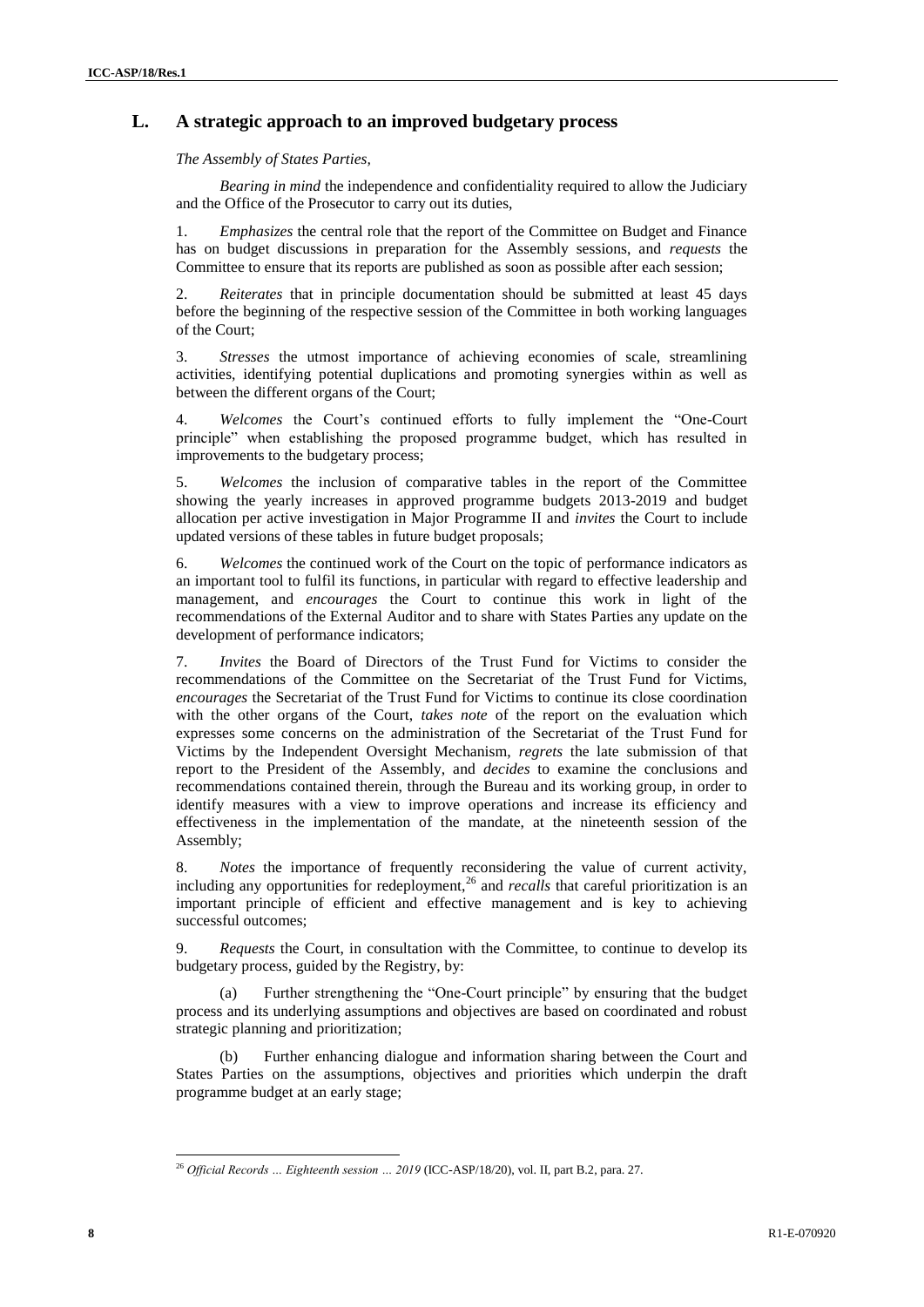## L. A strategic approach to an improved budgetary process

*The Assembly of States Parties,*

*Bearing in mind* the independence and confidentiality required to allow the Judiciary and the Office of the Prosecutor to carry out its duties,

1. *Emphasizes* the central role that the report of the Committee on Budget and Finance has on budget discussions in preparation for the Assembly sessions, and *requests* the Committee to ensure that its reports are published as soon as possible after each session;

2. *Reiterates* that in principle documentation should be submitted at least 45 days before the beginning of the respective session of the Committee in both working languages of the Court;

3. *Stresses* the utmost importance of achieving economies of scale, streamlining activities, identifying potential duplications and promoting synergies within as well as between the different organs of the Court;

4. *Welcomes* the Court's continued efforts to fully implement the "One-Court principle" when establishing the proposed programme budget, which has resulted in improvements to the budgetary process;

5. *Welcomes* the inclusion of comparative tables in the report of the Committee showing the yearly increases in approved programme budgets 2013-2019 and budget allocation per active investigation in Major Programme II and *invites* the Court to include updated versions of these tables in future budget proposals;

6. *Welcomes* the continued work of the Court on the topic of performance indicators as an important tool to fulfil its functions, in particular with regard to effective leadership and management, and *encourages* the Court to continue this work in light of the recommendations of the External Auditor and to share with States Parties any update on the development of performance indicators;

7. *Invites* the Board of Directors of the Trust Fund for Victims to consider the recommendations of the Committee on the Secretariat of the Trust Fund for Victims, *encourages* the Secretariat of the Trust Fund for Victims to continue its close coordination with the other organs of the Court, *takes note* of the report on the evaluation which expresses some concerns on the administration of the Secretariat of the Trust Fund for Victims by the Independent Oversight Mechanism, *regrets* the late submission of that report to the President of the Assembly, and *decides* to examine the conclusions and recommendations contained therein, through the Bureau and its working group, in order to identify measures with a view to improve operations and increase its efficiency and effectiveness in the implementation of the mandate, at the nineteenth session of the Assembly;

8. *Notes* the importance of frequently reconsidering the value of current activity, including any opportunities for redeployment,[26] and *recalls* that careful prioritization is an important principle of efficient and effective management and is key to achieving successful outcomes;

9. *Requests* the Court, in consultation with the Committee, to continue to develop its budgetary process, guided by the Registry, by:

(a) Further strengthening the "One-Court principle" by ensuring that the budget process and its underlying assumptions and objectives are based on coordinated and robust strategic planning and prioritization;

(b) Further enhancing dialogue and information sharing between the Court and States Parties on the assumptions, objectives and priorities which underpin the draft programme budget at an early stage;

---

[26] *Official Records … Eighteenth session … 2019* (ICC-ASP/18/20), vol. II, part B.2, para. 27.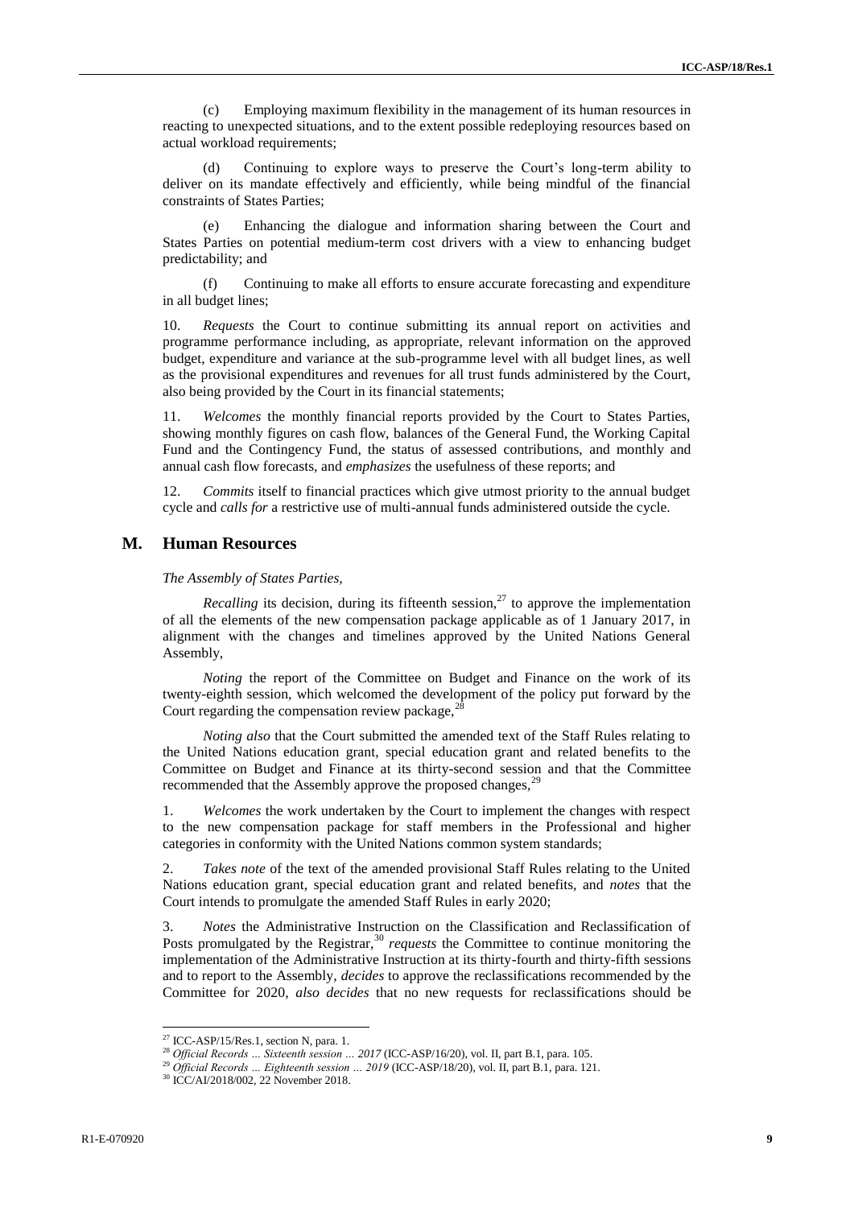(c) Employing maximum flexibility in the management of its human resources in reacting to unexpected situations, and to the extent possible redeploying resources based on actual workload requirements;

(d) Continuing to explore ways to preserve the Court's long-term ability to deliver on its mandate effectively and efficiently, while being mindful of the financial constraints of States Parties;

(e) Enhancing the dialogue and information sharing between the Court and States Parties on potential medium-term cost drivers with a view to enhancing budget predictability; and

(f) Continuing to make all efforts to ensure accurate forecasting and expenditure in all budget lines;

10. *Requests* the Court to continue submitting its annual report on activities and programme performance including, as appropriate, relevant information on the approved budget, expenditure and variance at the sub-programme level with all budget lines, as well as the provisional expenditures and revenues for all trust funds administered by the Court, also being provided by the Court in its financial statements;

11. *Welcomes* the monthly financial reports provided by the Court to States Parties, showing monthly figures on cash flow, balances of the General Fund, the Working Capital Fund and the Contingency Fund, the status of assessed contributions, and monthly and annual cash flow forecasts, and *emphasizes* the usefulness of these reports; and

12. *Commits* itself to financial practices which give utmost priority to the annual budget cycle and *calls for* a restrictive use of multi-annual funds administered outside the cycle.

## M. Human Resources

*The Assembly of States Parties,*

*Recalling* its decision, during its fifteenth session,[27] to approve the implementation of all the elements of the new compensation package applicable as of 1 January 2017, in alignment with the changes and timelines approved by the United Nations General Assembly,

*Noting* the report of the Committee on Budget and Finance on the work of its twenty-eighth session, which welcomed the development of the policy put forward by the Court regarding the compensation review package,[28]

*Noting also* that the Court submitted the amended text of the Staff Rules relating to the United Nations education grant, special education grant and related benefits to the Committee on Budget and Finance at its thirty-second session and that the Committee recommended that the Assembly approve the proposed changes,[29]

1. *Welcomes* the work undertaken by the Court to implement the changes with respect to the new compensation package for staff members in the Professional and higher categories in conformity with the United Nations common system standards;

2. *Takes note* of the text of the amended provisional Staff Rules relating to the United Nations education grant, special education grant and related benefits, and *notes* that the Court intends to promulgate the amended Staff Rules in early 2020;

3. *Notes* the Administrative Instruction on the Classification and Reclassification of Posts promulgated by the Registrar,[30] *requests* the Committee to continue monitoring the implementation of the Administrative Instruction at its thirty-fourth and thirty-fifth sessions and to report to the Assembly, *decides* to approve the reclassifications recommended by the Committee for 2020, *also decides* that no new requests for reclassifications should be

---

[27] ICC-ASP/15/Res.1, section N, para. 1.

[28] *Official Records … Sixteenth session … 2017* (ICC-ASP/16/20), vol. II, part B.1, para. 105.

[29] *Official Records … Eighteenth session … 2019* (ICC-ASP/18/20), vol. II, part B.1, para. 121.

[30] ICC/AI/2018/002, 22 November 2018.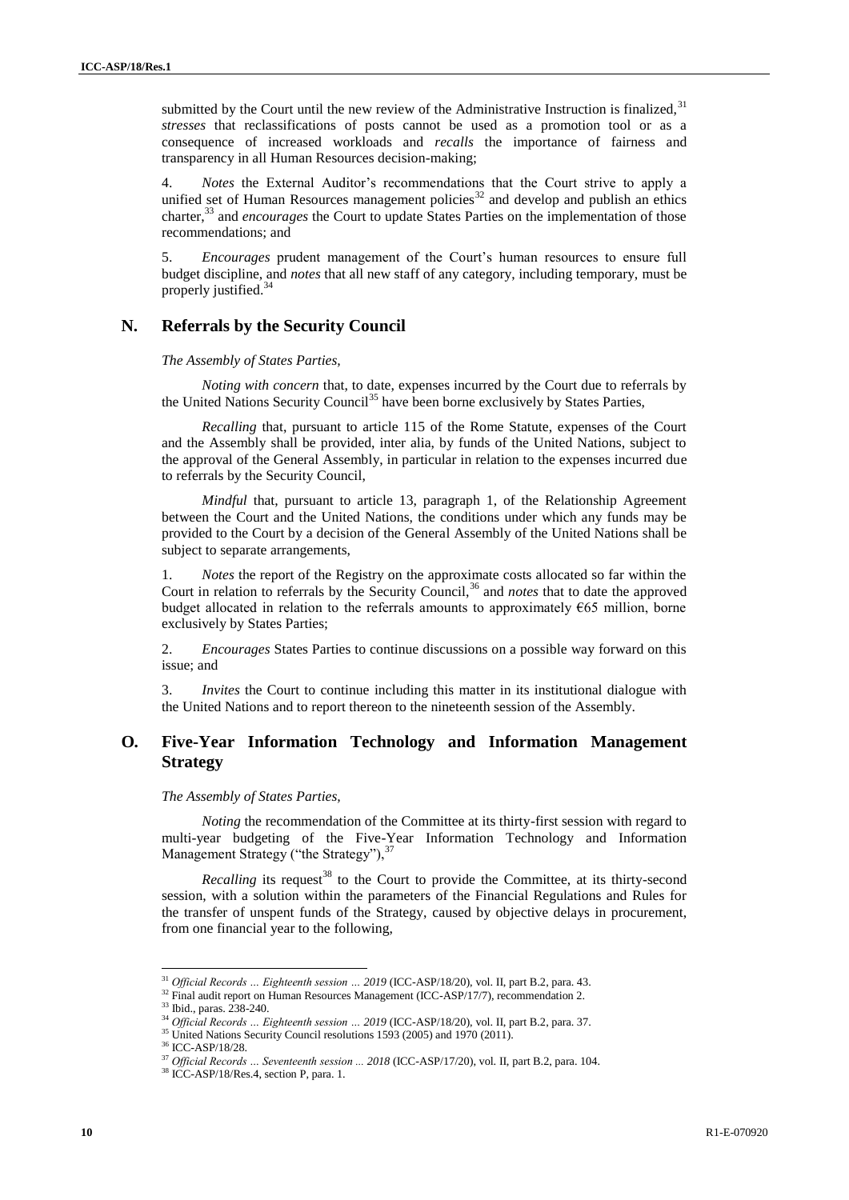submitted by the Court until the new review of the Administrative Instruction is finalized,[31] *stresses* that reclassifications of posts cannot be used as a promotion tool or as a consequence of increased workloads and *recalls* the importance of fairness and transparency in all Human Resources decision-making;

4. *Notes* the External Auditor's recommendations that the Court strive to apply a unified set of Human Resources management policies[32] and develop and publish an ethics charter,[33] and *encourages* the Court to update States Parties on the implementation of those recommendations; and

5. *Encourages* prudent management of the Court's human resources to ensure full budget discipline, and *notes* that all new staff of any category, including temporary, must be properly justified.[34]

## N. Referrals by the Security Council

*The Assembly of States Parties,*

*Noting with concern* that, to date, expenses incurred by the Court due to referrals by the United Nations Security Council[35] have been borne exclusively by States Parties,

*Recalling* that, pursuant to article 115 of the Rome Statute, expenses of the Court and the Assembly shall be provided, inter alia, by funds of the United Nations, subject to the approval of the General Assembly, in particular in relation to the expenses incurred due to referrals by the Security Council,

*Mindful* that, pursuant to article 13, paragraph 1, of the Relationship Agreement between the Court and the United Nations, the conditions under which any funds may be provided to the Court by a decision of the General Assembly of the United Nations shall be subject to separate arrangements,

1. *Notes* the report of the Registry on the approximate costs allocated so far within the Court in relation to referrals by the Security Council,[36] and *notes* that to date the approved budget allocated in relation to the referrals amounts to approximately €65 million, borne exclusively by States Parties;

2. *Encourages* States Parties to continue discussions on a possible way forward on this issue; and

3. *Invites* the Court to continue including this matter in its institutional dialogue with the United Nations and to report thereon to the nineteenth session of the Assembly.

## O. Five-Year Information Technology and Information Management Strategy

*The Assembly of States Parties,*

*Noting* the recommendation of the Committee at its thirty-first session with regard to multi-year budgeting of the Five-Year Information Technology and Information Management Strategy ("the Strategy"),[37]

*Recalling* its request[38] to the Court to provide the Committee, at its thirty-second session, with a solution within the parameters of the Financial Regulations and Rules for the transfer of unspent funds of the Strategy, caused by objective delays in procurement, from one financial year to the following,

---

[31] *Official Records … Eighteenth session … 2019* (ICC-ASP/18/20), vol. II, part B.2, para. 43.

[32] Final audit report on Human Resources Management (ICC-ASP/17/7), recommendation 2.

[33] Ibid., paras. 238-240.

[34] *Official Records … Eighteenth session … 2019* (ICC-ASP/18/20), vol. II, part B.2, para. 37.

[35] United Nations Security Council resolutions 1593 (2005) and 1970 (2011).

[36] ICC-ASP/18/28.

[37] *Official Records … Seventeenth session ... 2018* (ICC-ASP/17/20), vol. II, part B.2, para. 104.

[38] ICC-ASP/18/Res.4, section P, para. 1.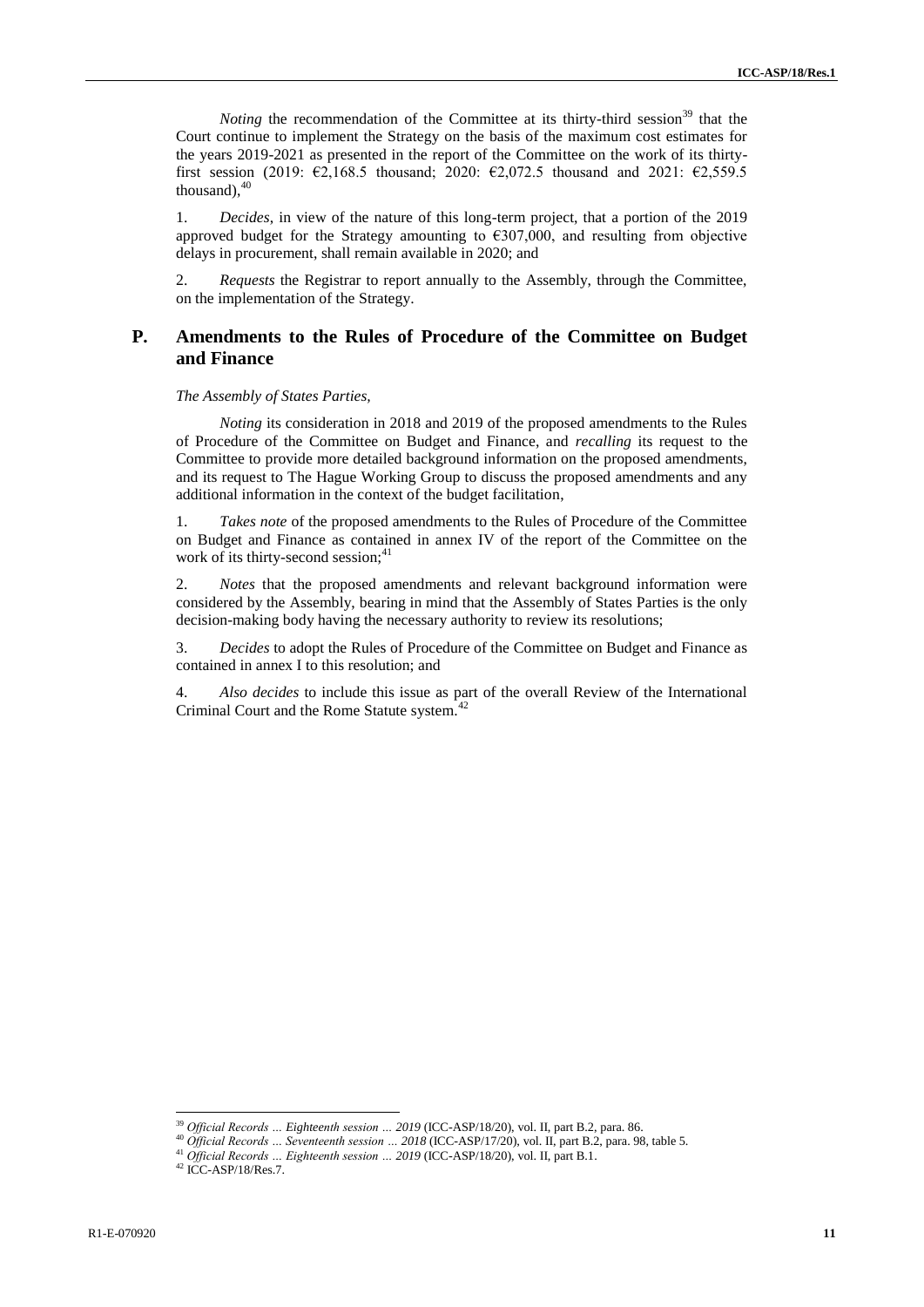*Noting* the recommendation of the Committee at its thirty-third session[39] that the Court continue to implement the Strategy on the basis of the maximum cost estimates for the years 2019-2021 as presented in the report of the Committee on the work of its thirty-first session (2019: €2,168.5 thousand; 2020: €2,072.5 thousand and 2021: €2,559.5 thousand),[40]

1. *Decides*, in view of the nature of this long-term project, that a portion of the 2019 approved budget for the Strategy amounting to €307,000, and resulting from objective delays in procurement, shall remain available in 2020; and

2. *Requests* the Registrar to report annually to the Assembly, through the Committee, on the implementation of the Strategy.

## P. Amendments to the Rules of Procedure of the Committee on Budget and Finance

*The Assembly of States Parties,*

*Noting* its consideration in 2018 and 2019 of the proposed amendments to the Rules of Procedure of the Committee on Budget and Finance, and *recalling* its request to the Committee to provide more detailed background information on the proposed amendments, and its request to The Hague Working Group to discuss the proposed amendments and any additional information in the context of the budget facilitation,

1. *Takes note* of the proposed amendments to the Rules of Procedure of the Committee on Budget and Finance as contained in annex IV of the report of the Committee on the work of its thirty-second session;[41]

2. *Notes* that the proposed amendments and relevant background information were considered by the Assembly, bearing in mind that the Assembly of States Parties is the only decision-making body having the necessary authority to review its resolutions;

3. *Decides* to adopt the Rules of Procedure of the Committee on Budget and Finance as contained in annex I to this resolution; and

4. *Also decides* to include this issue as part of the overall Review of the International Criminal Court and the Rome Statute system.[42]

---

[39] *Official Records … Eighteenth session … 2019* (ICC-ASP/18/20), vol. II, part B.2, para. 86.
[40] *Official Records … Seventeenth session … 2018* (ICC-ASP/17/20), vol. II, part B.2, para. 98, table 5.
[41] *Official Records … Eighteenth session … 2019* (ICC-ASP/18/20), vol. II, part B.1.
[42] ICC-ASP/18/Res.7.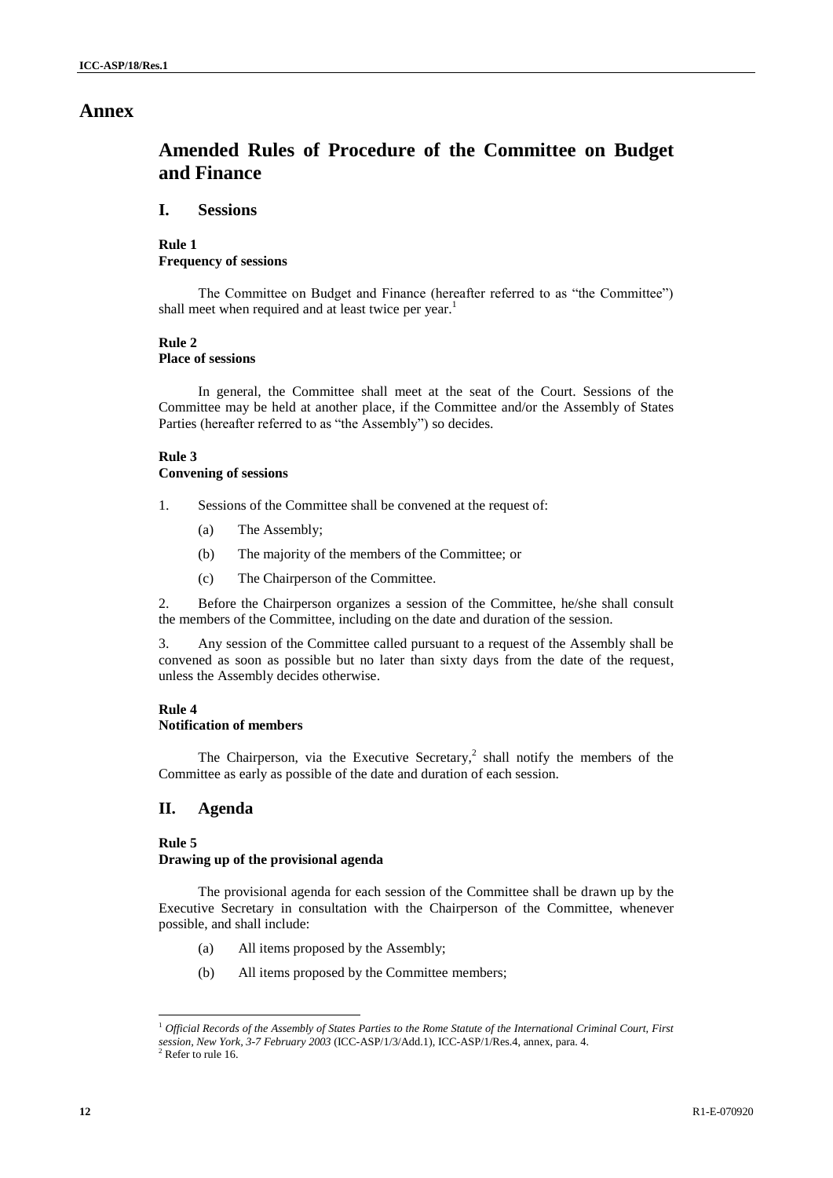# Annex

## Amended Rules of Procedure of the Committee on Budget and Finance

### I. Sessions

**Rule 1**
**Frequency of sessions**

The Committee on Budget and Finance (hereafter referred to as "the Committee") shall meet when required and at least twice per year.[1]

**Rule 2**
**Place of sessions**

In general, the Committee shall meet at the seat of the Court. Sessions of the Committee may be held at another place, if the Committee and/or the Assembly of States Parties (hereafter referred to as "the Assembly") so decides.

**Rule 3**
**Convening of sessions**

1. Sessions of the Committee shall be convened at the request of:

    (a) The Assembly;

    (b) The majority of the members of the Committee; or

    (c) The Chairperson of the Committee.

2. Before the Chairperson organizes a session of the Committee, he/she shall consult the members of the Committee, including on the date and duration of the session.

3. Any session of the Committee called pursuant to a request of the Assembly shall be convened as soon as possible but no later than sixty days from the date of the request, unless the Assembly decides otherwise.

**Rule 4**
**Notification of members**

The Chairperson, via the Executive Secretary,[2] shall notify the members of the Committee as early as possible of the date and duration of each session.

### II. Agenda

**Rule 5**
**Drawing up of the provisional agenda**

The provisional agenda for each session of the Committee shall be drawn up by the Executive Secretary in consultation with the Chairperson of the Committee, whenever possible, and shall include:

(a) All items proposed by the Assembly;

(b) All items proposed by the Committee members;

---

[1] *Official Records of the Assembly of States Parties to the Rome Statute of the International Criminal Court, First session, New York, 3-7 February 2003* (ICC-ASP/1/3/Add.1), ICC-ASP/1/Res.4, annex, para. 4.

[2] Refer to rule 16.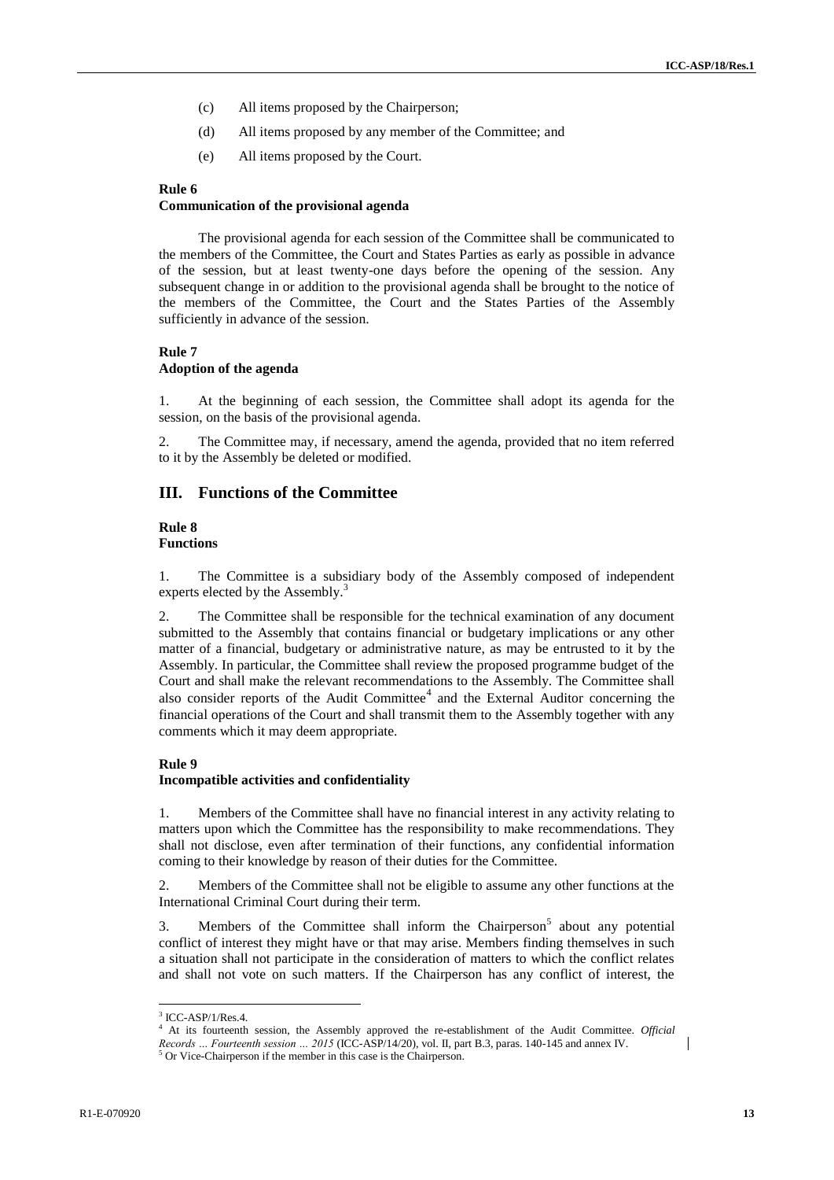(c) All items proposed by the Chairperson;

(d) All items proposed by any member of the Committee; and

(e) All items proposed by the Court.

**Rule 6**
**Communication of the provisional agenda**

The provisional agenda for each session of the Committee shall be communicated to the members of the Committee, the Court and States Parties as early as possible in advance of the session, but at least twenty-one days before the opening of the session. Any subsequent change in or addition to the provisional agenda shall be brought to the notice of the members of the Committee, the Court and the States Parties of the Assembly sufficiently in advance of the session.

**Rule 7**
**Adoption of the agenda**

1. At the beginning of each session, the Committee shall adopt its agenda for the session, on the basis of the provisional agenda.

2. The Committee may, if necessary, amend the agenda, provided that no item referred to it by the Assembly be deleted or modified.

## III. Functions of the Committee

**Rule 8**
**Functions**

1. The Committee is a subsidiary body of the Assembly composed of independent experts elected by the Assembly.[3]

2. The Committee shall be responsible for the technical examination of any document submitted to the Assembly that contains financial or budgetary implications or any other matter of a financial, budgetary or administrative nature, as may be entrusted to it by the Assembly. In particular, the Committee shall review the proposed programme budget of the Court and shall make the relevant recommendations to the Assembly. The Committee shall also consider reports of the Audit Committee[4] and the External Auditor concerning the financial operations of the Court and shall transmit them to the Assembly together with any comments which it may deem appropriate.

**Rule 9**
**Incompatible activities and confidentiality**

1. Members of the Committee shall have no financial interest in any activity relating to matters upon which the Committee has the responsibility to make recommendations. They shall not disclose, even after termination of their functions, any confidential information coming to their knowledge by reason of their duties for the Committee.

2. Members of the Committee shall not be eligible to assume any other functions at the International Criminal Court during their term.

3. Members of the Committee shall inform the Chairperson[5] about any potential conflict of interest they might have or that may arise. Members finding themselves in such a situation shall not participate in the consideration of matters to which the conflict relates and shall not vote on such matters. If the Chairperson has any conflict of interest, the

---

[3] ICC-ASP/1/Res.4.

[4] At its fourteenth session, the Assembly approved the re-establishment of the Audit Committee. *Official Records … Fourteenth session … 2015* (ICC-ASP/14/20), vol. II, part B.3, paras. 140-145 and annex IV.

[5] Or Vice-Chairperson if the member in this case is the Chairperson.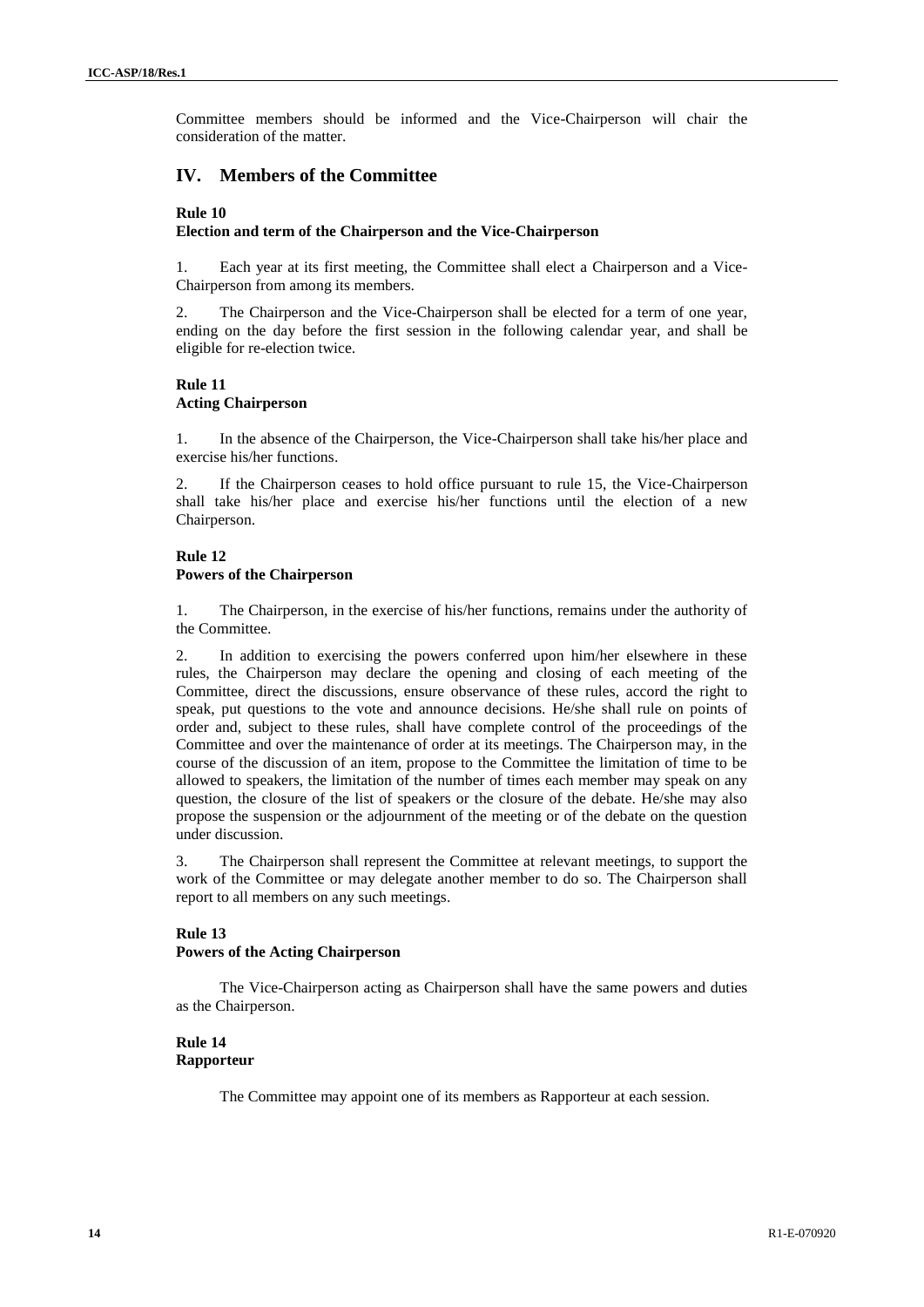Committee members should be informed and the Vice-Chairperson will chair the consideration of the matter.

## IV. Members of the Committee

### Rule 10
**Election and term of the Chairperson and the Vice-Chairperson**

1. Each year at its first meeting, the Committee shall elect a Chairperson and a Vice-Chairperson from among its members.

2. The Chairperson and the Vice-Chairperson shall be elected for a term of one year, ending on the day before the first session in the following calendar year, and shall be eligible for re-election twice.

### Rule 11
**Acting Chairperson**

1. In the absence of the Chairperson, the Vice-Chairperson shall take his/her place and exercise his/her functions.

2. If the Chairperson ceases to hold office pursuant to rule 15, the Vice-Chairperson shall take his/her place and exercise his/her functions until the election of a new Chairperson.

### Rule 12
**Powers of the Chairperson**

1. The Chairperson, in the exercise of his/her functions, remains under the authority of the Committee.

2. In addition to exercising the powers conferred upon him/her elsewhere in these rules, the Chairperson may declare the opening and closing of each meeting of the Committee, direct the discussions, ensure observance of these rules, accord the right to speak, put questions to the vote and announce decisions. He/she shall rule on points of order and, subject to these rules, shall have complete control of the proceedings of the Committee and over the maintenance of order at its meetings. The Chairperson may, in the course of the discussion of an item, propose to the Committee the limitation of time to be allowed to speakers, the limitation of the number of times each member may speak on any question, the closure of the list of speakers or the closure of the debate. He/she may also propose the suspension or the adjournment of the meeting or of the debate on the question under discussion.

3. The Chairperson shall represent the Committee at relevant meetings, to support the work of the Committee or may delegate another member to do so. The Chairperson shall report to all members on any such meetings.

### Rule 13
**Powers of the Acting Chairperson**

The Vice-Chairperson acting as Chairperson shall have the same powers and duties as the Chairperson.

### Rule 14
**Rapporteur**

The Committee may appoint one of its members as Rapporteur at each session.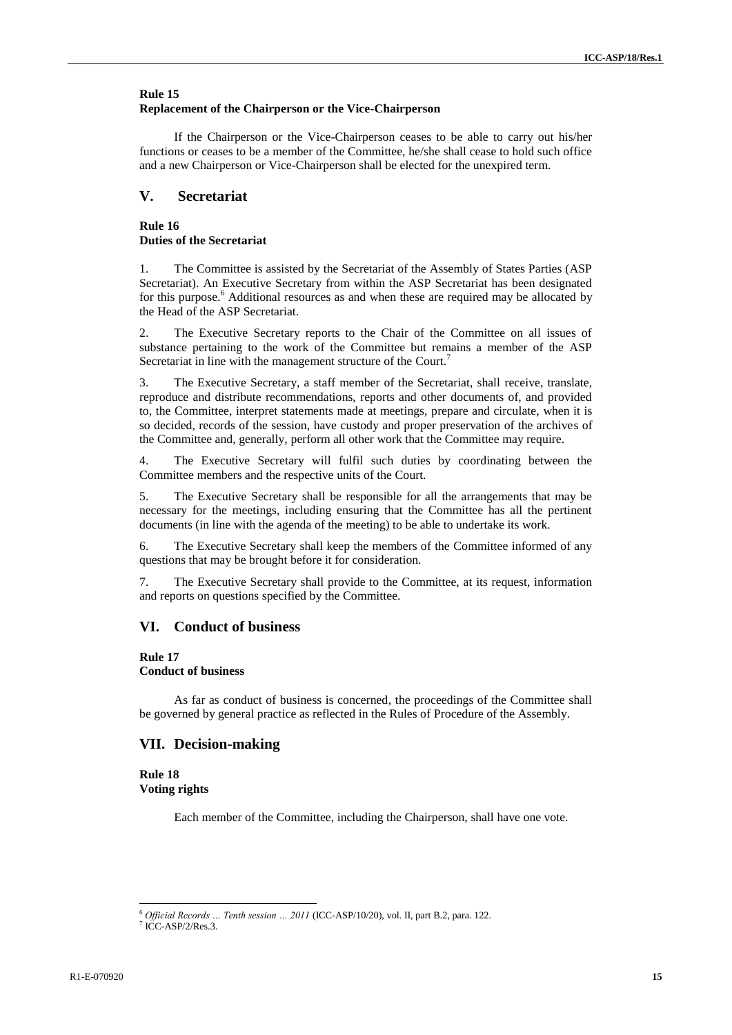**Rule 15**
**Replacement of the Chairperson or the Vice-Chairperson**

If the Chairperson or the Vice-Chairperson ceases to be able to carry out his/her functions or ceases to be a member of the Committee, he/she shall cease to hold such office and a new Chairperson or Vice-Chairperson shall be elected for the unexpired term.

## V. Secretariat

**Rule 16**
**Duties of the Secretariat**

1. The Committee is assisted by the Secretariat of the Assembly of States Parties (ASP Secretariat). An Executive Secretary from within the ASP Secretariat has been designated for this purpose.[6] Additional resources as and when these are required may be allocated by the Head of the ASP Secretariat.

2. The Executive Secretary reports to the Chair of the Committee on all issues of substance pertaining to the work of the Committee but remains a member of the ASP Secretariat in line with the management structure of the Court.[7]

3. The Executive Secretary, a staff member of the Secretariat, shall receive, translate, reproduce and distribute recommendations, reports and other documents of, and provided to, the Committee, interpret statements made at meetings, prepare and circulate, when it is so decided, records of the session, have custody and proper preservation of the archives of the Committee and, generally, perform all other work that the Committee may require.

4. The Executive Secretary will fulfil such duties by coordinating between the Committee members and the respective units of the Court.

5. The Executive Secretary shall be responsible for all the arrangements that may be necessary for the meetings, including ensuring that the Committee has all the pertinent documents (in line with the agenda of the meeting) to be able to undertake its work.

6. The Executive Secretary shall keep the members of the Committee informed of any questions that may be brought before it for consideration.

7. The Executive Secretary shall provide to the Committee, at its request, information and reports on questions specified by the Committee.

## VI. Conduct of business

**Rule 17**
**Conduct of business**

As far as conduct of business is concerned, the proceedings of the Committee shall be governed by general practice as reflected in the Rules of Procedure of the Assembly.

## VII. Decision-making

**Rule 18**
**Voting rights**

Each member of the Committee, including the Chairperson, shall have one vote.

---

[6] *Official Records … Tenth session … 2011* (ICC-ASP/10/20), vol. II, part B.2, para. 122.

[7] ICC-ASP/2/Res.3.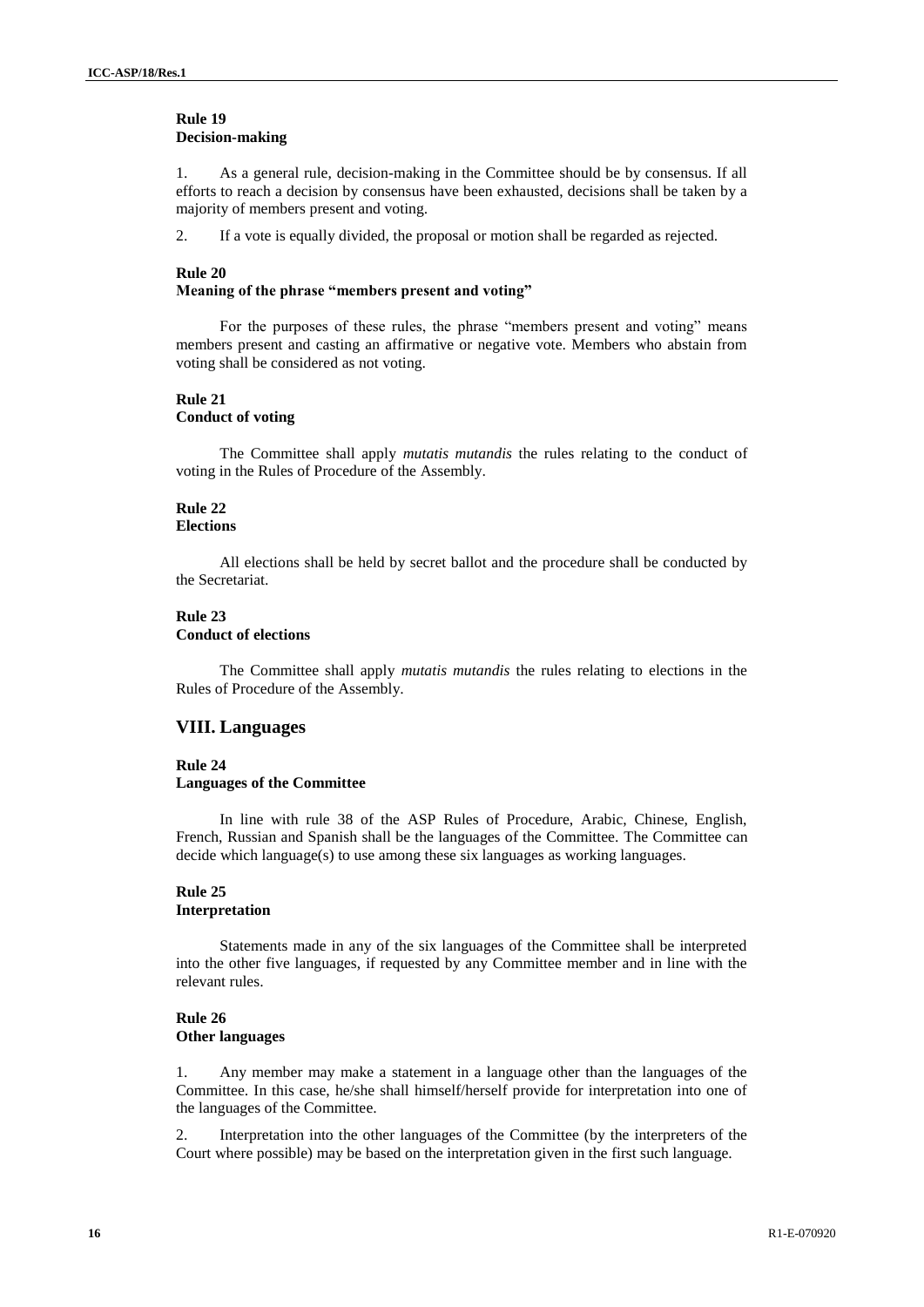**Rule 19**
**Decision-making**

1. As a general rule, decision-making in the Committee should be by consensus. If all efforts to reach a decision by consensus have been exhausted, decisions shall be taken by a majority of members present and voting.

2. If a vote is equally divided, the proposal or motion shall be regarded as rejected.

**Rule 20**
**Meaning of the phrase "members present and voting"**

For the purposes of these rules, the phrase "members present and voting" means members present and casting an affirmative or negative vote. Members who abstain from voting shall be considered as not voting.

**Rule 21**
**Conduct of voting**

The Committee shall apply *mutatis mutandis* the rules relating to the conduct of voting in the Rules of Procedure of the Assembly.

**Rule 22**
**Elections**

All elections shall be held by secret ballot and the procedure shall be conducted by the Secretariat.

**Rule 23**
**Conduct of elections**

The Committee shall apply *mutatis mutandis* the rules relating to elections in the Rules of Procedure of the Assembly.

## VIII. Languages

**Rule 24**
**Languages of the Committee**

In line with rule 38 of the ASP Rules of Procedure, Arabic, Chinese, English, French, Russian and Spanish shall be the languages of the Committee. The Committee can decide which language(s) to use among these six languages as working languages.

**Rule 25**
**Interpretation**

Statements made in any of the six languages of the Committee shall be interpreted into the other five languages, if requested by any Committee member and in line with the relevant rules.

**Rule 26**
**Other languages**

1. Any member may make a statement in a language other than the languages of the Committee. In this case, he/she shall himself/herself provide for interpretation into one of the languages of the Committee.

2. Interpretation into the other languages of the Committee (by the interpreters of the Court where possible) may be based on the interpretation given in the first such language.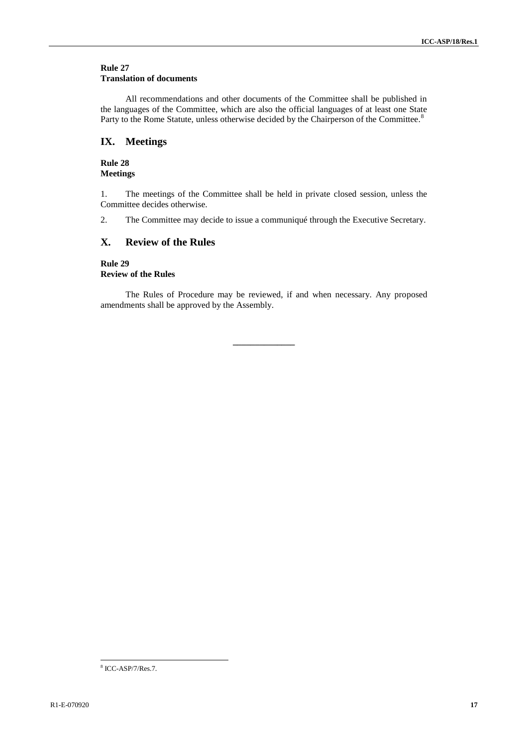### Rule 27
### Translation of documents

All recommendations and other documents of the Committee shall be published in the languages of the Committee, which are also the official languages of at least one State Party to the Rome Statute, unless otherwise decided by the Chairperson of the Committee.[8]

## IX. Meetings

### Rule 28
### Meetings

1. The meetings of the Committee shall be held in private closed session, unless the Committee decides otherwise.

2. The Committee may decide to issue a communiqué through the Executive Secretary.

## X. Review of the Rules

### Rule 29
### Review of the Rules

The Rules of Procedure may be reviewed, if and when necessary. Any proposed amendments shall be approved by the Assembly.

---

[8] ICC-ASP/7/Res.7.